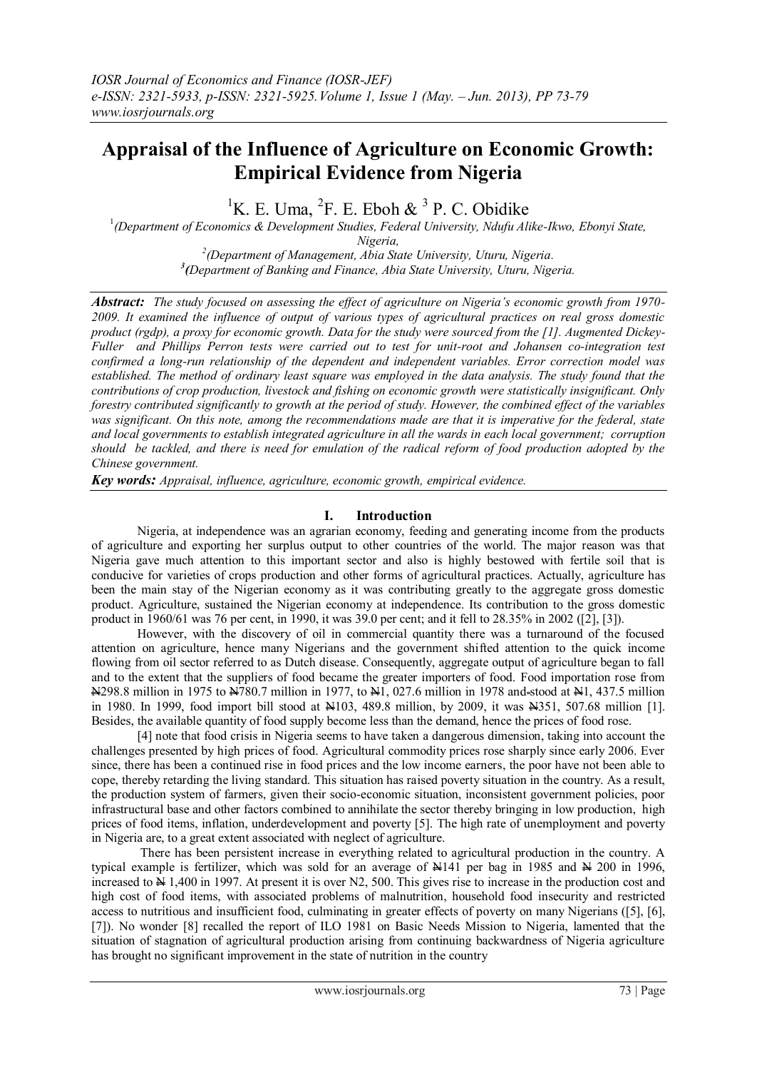# Appraisal of the Influence of Agriculture on Economic Growth: Empirical Evidence from Nigeria

[1]K. E. Uma, [2]F. E. Eboh & [3] P. C. Obidike

[1](Department of Economics & Development Studies, Federal University, Ndufu Alike-Ikwo, Ebonyi State, Nigeria,

[2](Department of Management, Abia State University, Uturu, Nigeria.

[3](Department of Banking and Finance, Abia State University, Uturu, Nigeria.

***Abstract:*** *The study focused on assessing the effect of agriculture on Nigeria's economic growth from 1970-2009. It examined the influence of output of various types of agricultural practices on real gross domestic product (rgdp), a proxy for economic growth. Data for the study were sourced from the [1]. Augmented Dickey-Fuller and Phillips Perron tests were carried out to test for unit-root and Johansen co-integration test confirmed a long-run relationship of the dependent and independent variables. Error correction model was established. The method of ordinary least square was employed in the data analysis. The study found that the contributions of crop production, livestock and fishing on economic growth were statistically insignificant. Only forestry contributed significantly to growth at the period of study. However, the combined effect of the variables was significant. On this note, among the recommendations made are that it is imperative for the federal, state and local governments to establish integrated agriculture in all the wards in each local government; corruption should be tackled, and there is need for emulation of the radical reform of food production adopted by the Chinese government.*

***Key words:*** *Appraisal, influence, agriculture, economic growth, empirical evidence.*

## I. Introduction

Nigeria, at independence was an agrarian economy, feeding and generating income from the products of agriculture and exporting her surplus output to other countries of the world. The major reason was that Nigeria gave much attention to this important sector and also is highly bestowed with fertile soil that is conducive for varieties of crops production and other forms of agricultural practices. Actually, agriculture has been the main stay of the Nigerian economy as it was contributing greatly to the aggregate gross domestic product. Agriculture, sustained the Nigerian economy at independence. Its contribution to the gross domestic product in 1960/61 was 76 per cent, in 1990, it was 39.0 per cent; and it fell to 28.35% in 2002 ([2], [3]).

However, with the discovery of oil in commercial quantity there was a turnaround of the focused attention on agriculture, hence many Nigerians and the government shifted attention to the quick income flowing from oil sector referred to as Dutch disease. Consequently, aggregate output of agriculture began to fall and to the extent that the suppliers of food became the greater importers of food. Food importation rose from ₦298.8 million in 1975 to ₦780.7 million in 1977, to ₦1, 027.6 million in 1978 and stood at ₦1, 437.5 million in 1980. In 1999, food import bill stood at ₦103, 489.8 million, by 2009, it was ₦351, 507.68 million [1]. Besides, the available quantity of food supply become less than the demand, hence the prices of food rose.

[4] note that food crisis in Nigeria seems to have taken a dangerous dimension, taking into account the challenges presented by high prices of food. Agricultural commodity prices rose sharply since early 2006. Ever since, there has been a continued rise in food prices and the low income earners, the poor have not been able to cope, thereby retarding the living standard. This situation has raised poverty situation in the country. As a result, the production system of farmers, given their socio-economic situation, inconsistent government policies, poor infrastructural base and other factors combined to annihilate the sector thereby bringing in low production, high prices of food items, inflation, underdevelopment and poverty [5]. The high rate of unemployment and poverty in Nigeria are, to a great extent associated with neglect of agriculture.

There has been persistent increase in everything related to agricultural production in the country. A typical example is fertilizer, which was sold for an average of ₦141 per bag in 1985 and ₦ 200 in 1996, increased to ₦ 1,400 in 1997. At present it is over N2, 500. This gives rise to increase in the production cost and high cost of food items, with associated problems of malnutrition, household food insecurity and restricted access to nutritious and insufficient food, culminating in greater effects of poverty on many Nigerians ([5], [6], [7]). No wonder [8] recalled the report of ILO 1981 on Basic Needs Mission to Nigeria, lamented that the situation of stagnation of agricultural production arising from continuing backwardness of Nigeria agriculture has brought no significant improvement in the state of nutrition in the country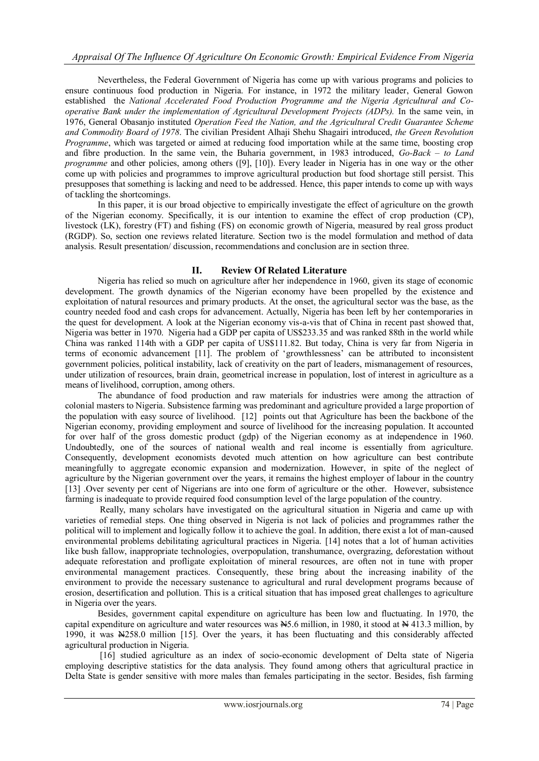Nevertheless, the Federal Government of Nigeria has come up with various programs and policies to ensure continuous food production in Nigeria. For instance, in 1972 the military leader, General Gowon established the *National Accelerated Food Production Programme and the Nigeria Agricultural and Co-operative Bank under the implementation of Agricultural Development Projects (ADPs).* In the same vein, in 1976, General Obasanjo instituted *Operation Feed the Nation, and the Agricultural Credit Guarantee Scheme and Commodity Board of 1978*. The civilian President Alhaji Shehu Shagairi introduced, *the Green Revolution Programme*, which was targeted or aimed at reducing food importation while at the same time, boosting crop and fibre production. In the same vein, the Buharia government, in 1983 introduced, *Go-Back – to Land programme* and other policies, among others ([9], [10]). Every leader in Nigeria has in one way or the other come up with policies and programmes to improve agricultural production but food shortage still persist. This presupposes that something is lacking and need to be addressed. Hence, this paper intends to come up with ways of tackling the shortcomings.

In this paper, it is our broad objective to empirically investigate the effect of agriculture on the growth of the Nigerian economy. Specifically, it is our intention to examine the effect of crop production (CP), livestock (LK), forestry (FT) and fishing (FS) on economic growth of Nigeria, measured by real gross product (RGDP). So, section one reviews related literature. Section two is the model formulation and method of data analysis. Result presentation/ discussion, recommendations and conclusion are in section three.

## II. Review Of Related Literature

Nigeria has relied so much on agriculture after her independence in 1960, given its stage of economic development. The growth dynamics of the Nigerian economy have been propelled by the existence and exploitation of natural resources and primary products. At the onset, the agricultural sector was the base, as the country needed food and cash crops for advancement. Actually, Nigeria has been left by her contemporaries in the quest for development. A look at the Nigerian economy vis-a-vis that of China in recent past showed that, Nigeria was better in 1970. Nigeria had a GDP per capita of US$233.35 and was ranked 88th in the world while China was ranked 114th with a GDP per capita of US$111.82. But today, China is very far from Nigeria in terms of economic advancement [11]. The problem of 'growthlessness' can be attributed to inconsistent government policies, political instability, lack of creativity on the part of leaders, mismanagement of resources, under utilization of resources, brain drain, geometrical increase in population, lost of interest in agriculture as a means of livelihood, corruption, among others.

The abundance of food production and raw materials for industries were among the attraction of colonial masters to Nigeria. Subsistence farming was predominant and agriculture provided a large proportion of the population with easy source of livelihood. [12] points out that Agriculture has been the backbone of the Nigerian economy, providing employment and source of livelihood for the increasing population. It accounted for over half of the gross domestic product (gdp) of the Nigerian economy as at independence in 1960. Undoubtedly, one of the sources of national wealth and real income is essentially from agriculture. Consequently, development economists devoted much attention on how agriculture can best contribute meaningfully to aggregate economic expansion and modernization. However, in spite of the neglect of agriculture by the Nigerian government over the years, it remains the highest employer of labour in the country [13] .Over seventy per cent of Nigerians are into one form of agriculture or the other. However, subsistence farming is inadequate to provide required food consumption level of the large population of the country.

Really, many scholars have investigated on the agricultural situation in Nigeria and came up with varieties of remedial steps. One thing observed in Nigeria is not lack of policies and programmes rather the political will to implement and logically follow it to achieve the goal. In addition, there exist a lot of man-caused environmental problems debilitating agricultural practices in Nigeria. [14] notes that a lot of human activities like bush fallow, inappropriate technologies, overpopulation, transhumance, overgrazing, deforestation without adequate reforestation and profligate exploitation of mineral resources, are often not in tune with proper environmental management practices. Consequently, these bring about the increasing inability of the environment to provide the necessary sustenance to agricultural and rural development programs because of erosion, desertification and pollution. This is a critical situation that has imposed great challenges to agriculture in Nigeria over the years.

Besides, government capital expenditure on agriculture has been low and fluctuating. In 1970, the capital expenditure on agriculture and water resources was ₦5.6 million, in 1980, it stood at ₦ 413.3 million, by 1990, it was ₦258.0 million [15]. Over the years, it has been fluctuating and this considerably affected agricultural production in Nigeria.

[16] studied agriculture as an index of socio-economic development of Delta state of Nigeria employing descriptive statistics for the data analysis. They found among others that agricultural practice in Delta State is gender sensitive with more males than females participating in the sector. Besides, fish farming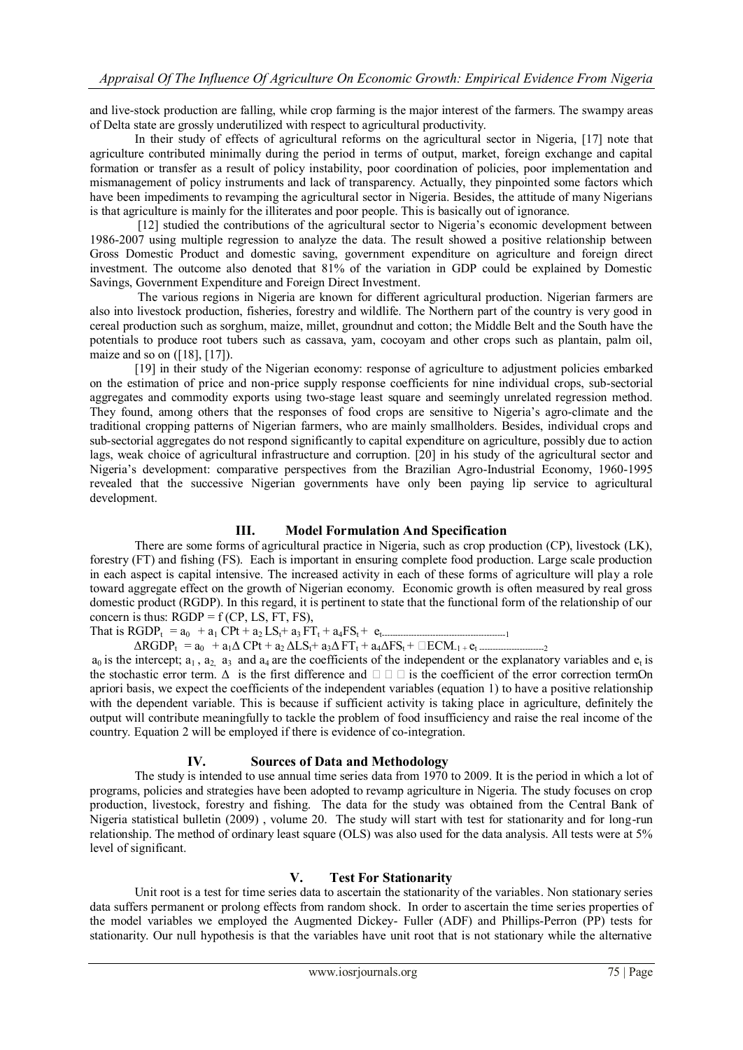and live-stock production are falling, while crop farming is the major interest of the farmers. The swampy areas of Delta state are grossly underutilized with respect to agricultural productivity.

In their study of effects of agricultural reforms on the agricultural sector in Nigeria, [17] note that agriculture contributed minimally during the period in terms of output, market, foreign exchange and capital formation or transfer as a result of policy instability, poor coordination of policies, poor implementation and mismanagement of policy instruments and lack of transparency. Actually, they pinpointed some factors which have been impediments to revamping the agricultural sector in Nigeria. Besides, the attitude of many Nigerians is that agriculture is mainly for the illiterates and poor people. This is basically out of ignorance.

[12] studied the contributions of the agricultural sector to Nigeria's economic development between 1986-2007 using multiple regression to analyze the data. The result showed a positive relationship between Gross Domestic Product and domestic saving, government expenditure on agriculture and foreign direct investment. The outcome also denoted that 81% of the variation in GDP could be explained by Domestic Savings, Government Expenditure and Foreign Direct Investment.

The various regions in Nigeria are known for different agricultural production. Nigerian farmers are also into livestock production, fisheries, forestry and wildlife. The Northern part of the country is very good in cereal production such as sorghum, maize, millet, groundnut and cotton; the Middle Belt and the South have the potentials to produce root tubers such as cassava, yam, cocoyam and other crops such as plantain, palm oil, maize and so on ([18], [17]).

[19] in their study of the Nigerian economy: response of agriculture to adjustment policies embarked on the estimation of price and non-price supply response coefficients for nine individual crops, sub-sectorial aggregates and commodity exports using two-stage least square and seemingly unrelated regression method. They found, among others that the responses of food crops are sensitive to Nigeria's agro-climate and the traditional cropping patterns of Nigerian farmers, who are mainly smallholders. Besides, individual crops and sub-sectorial aggregates do not respond significantly to capital expenditure on agriculture, possibly due to action lags, weak choice of agricultural infrastructure and corruption. [20] in his study of the agricultural sector and Nigeria's development: comparative perspectives from the Brazilian Agro-Industrial Economy, 1960-1995 revealed that the successive Nigerian governments have only been paying lip service to agricultural development.

## III. Model Formulation And Specification

There are some forms of agricultural practice in Nigeria, such as crop production (CP), livestock (LK), forestry (FT) and fishing (FS). Each is important in ensuring complete food production. Large scale production in each aspect is capital intensive. The increased activity in each of these forms of agriculture will play a role toward aggregate effect on the growth of Nigerian economy. Economic growth is often measured by real gross domestic product (RGDP). In this regard, it is pertinent to state that the functional form of the relationship of our concern is thus: RGDP = f (CP, LS, FT, FS),

That is $RGDP_t = a_0 + a_1 CPt + a_2 LS_t + a_3 FT_t + a_4 FS_t + e_t$ ---------------------------------------------1

$\Delta RGDP_t = a_0 + a_1 \Delta CPt + a_2 \Delta LS_t + a_3 \Delta FT_t + a_4 \Delta FS_t + \square ECM_{-1} + e_t$ -----------------------2

$a_0$ is the intercept; $a_1$, $a_2$, $a_3$ and $a_4$ are the coefficients of the independent or the explanatory variables and $e_t$ is the stochastic error term. $\Delta$ is the first difference and $\square\square\square$ is the coefficient of the error correction termOn apriori basis, we expect the coefficients of the independent variables (equation 1) to have a positive relationship with the dependent variable. This is because if sufficient activity is taking place in agriculture, definitely the output will contribute meaningfully to tackle the problem of food insufficiency and raise the real income of the country. Equation 2 will be employed if there is evidence of co-integration.

## IV. Sources of Data and Methodology

The study is intended to use annual time series data from 1970 to 2009. It is the period in which a lot of programs, policies and strategies have been adopted to revamp agriculture in Nigeria. The study focuses on crop production, livestock, forestry and fishing. The data for the study was obtained from the Central Bank of Nigeria statistical bulletin (2009) , volume 20. The study will start with test for stationarity and for long-run relationship. The method of ordinary least square (OLS) was also used for the data analysis. All tests were at 5% level of significant.

## V. Test For Stationarity

Unit root is a test for time series data to ascertain the stationarity of the variables. Non stationary series data suffers permanent or prolong effects from random shock. In order to ascertain the time series properties of the model variables we employed the Augmented Dickey- Fuller (ADF) and Phillips-Perron (PP) tests for stationarity. Our null hypothesis is that the variables have unit root that is not stationary while the alternative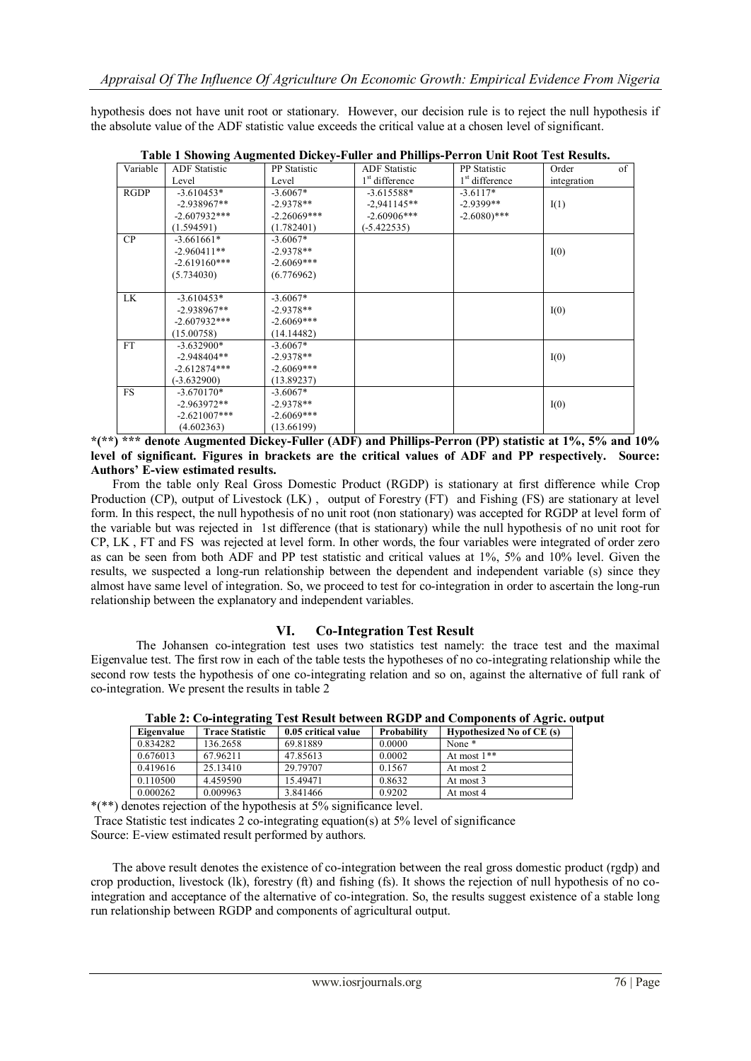hypothesis does not have unit root or stationary. However, our decision rule is to reject the null hypothesis if the absolute value of the ADF statistic value exceeds the critical value at a chosen level of significant.

**Table 1 Showing Augmented Dickey-Fuller and Phillips-Perron Unit Root Test Results.**

| Variable | ADF Statistic Level | PP Statistic Level | ADF Statistic 1st difference | PP Statistic 1st difference | Order of integration |
|---|---|---|---|---|---|
| RGDP | -3.610453* -2.938967** -2.607932*** (1.594591) | -3.6067* -2.9378** -2.26069*** (1.782401) | -3.615588* -2,941145** -2.60906*** (-5.422535) | -3.6117* -2.9399** -2.6080)*** | I(1) |
| CP | -3.661661* -2.960411** -2.619160*** (5.734030) | -3.6067* -2.9378** -2.6069*** (6.776962) | | | I(0) |
| LK | -3.610453* -2.938967** -2.607932*** (15.00758) | -3.6067* -2.9378** -2.6069*** (14.14482) | | | I(0) |
| FT | -3.632900* -2.948404** -2.612874*** (-3.632900) | -3.6067* -2.9378** -2.6069*** (13.89237) | | | I(0) |
| FS | -3.670170* -2.963972** -2.621007*** (4.602363) | -3.6067* -2.9378** -2.6069*** (13.66199) | | | I(0) |

***(**) *** denote Augmented Dickey-Fuller (ADF) and Phillips-Perron (PP) statistic at 1%, 5% and 10% level of significant. Figures in brackets are the critical values of ADF and PP respectively. Source: Authors' E-view estimated results.**

From the table only Real Gross Domestic Product (RGDP) is stationary at first difference while Crop Production (CP), output of Livestock (LK) , output of Forestry (FT) and Fishing (FS) are stationary at level form. In this respect, the null hypothesis of no unit root (non stationary) was accepted for RGDP at level form of the variable but was rejected in 1st difference (that is stationary) while the null hypothesis of no unit root for CP, LK , FT and FS was rejected at level form. In other words, the four variables were integrated of order zero as can be seen from both ADF and PP test statistic and critical values at 1%, 5% and 10% level. Given the results, we suspected a long-run relationship between the dependent and independent variable (s) since they almost have same level of integration. So, we proceed to test for co-integration in order to ascertain the long-run relationship between the explanatory and independent variables.

## VI. Co-Integration Test Result

The Johansen co-integration test uses two statistics test namely: the trace test and the maximal Eigenvalue test. The first row in each of the table tests the hypotheses of no co-integrating relationship while the second row tests the hypothesis of one co-integrating relation and so on, against the alternative of full rank of co-integration. We present the results in table 2

**Table 2: Co-integrating Test Result between RGDP and Components of Agric. output**

| Eigenvalue | Trace Statistic | 0.05 critical value | Probability | Hypothesized No of CE (s) |
|---|---|---|---|---|
| 0.834282 | 136.2658 | 69.81889 | 0.0000 | None * |
| 0.676013 | 67.96211 | 47.85613 | 0.0002 | At most 1** |
| 0.419616 | 25.13410 | 29.79707 | 0.1567 | At most 2 |
| 0.110500 | 4.459590 | 15.49471 | 0.8632 | At most 3 |
| 0.000262 | 0.009963 | 3.841466 | 0.9202 | At most 4 |

*(**) denotes rejection of the hypothesis at 5% significance level.

Trace Statistic test indicates 2 co-integrating equation(s) at 5% level of significance

Source: E-view estimated result performed by authors.

The above result denotes the existence of co-integration between the real gross domestic product (rgdp) and crop production, livestock (lk), forestry (ft) and fishing (fs). It shows the rejection of null hypothesis of no co-integration and acceptance of the alternative of co-integration. So, the results suggest existence of a stable long run relationship between RGDP and components of agricultural output.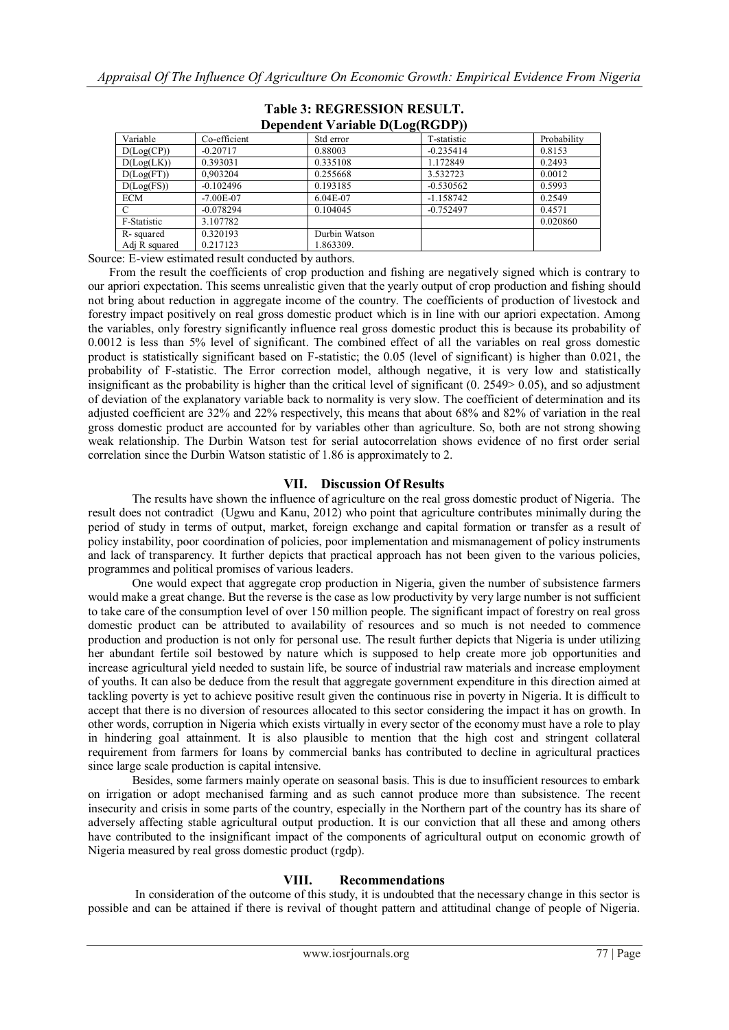**Table 3: REGRESSION RESULT.**
**Dependent Variable D(Log(RGDP))**

| Variable | Co-efficient | Std error | T-statistic | Probability |
|---|---|---|---|---|
| D(Log(CP)) | -0.20717 | 0.88003 | -0.235414 | 0.8153 |
| D(Log(LK)) | 0.393031 | 0.335108 | 1.172849 | 0.2493 |
| D(Log(FT)) | 0,903204 | 0.255668 | 3.532723 | 0.0012 |
| D(Log(FS)) | -0.102496 | 0.193185 | -0.530562 | 0.5993 |
| ECM | -7.00E-07 | 6.04E-07 | -1.158742 | 0.2549 |
| C | -0.078294 | 0.104045 | -0.752497 | 0.4571 |
| F-Statistic | 3.107782 | | | 0.020860 |
| R- squared<br>Adj R squared | 0.320193<br>0.217123 | Durbin Watson<br>1.863309. | | |

Source: E-view estimated result conducted by authors.

From the result the coefficients of crop production and fishing are negatively signed which is contrary to our apriori expectation. This seems unrealistic given that the yearly output of crop production and fishing should not bring about reduction in aggregate income of the country. The coefficients of production of livestock and forestry impact positively on real gross domestic product which is in line with our apriori expectation. Among the variables, only forestry significantly influence real gross domestic product this is because its probability of 0.0012 is less than 5% level of significant. The combined effect of all the variables on real gross domestic product is statistically significant based on F-statistic; the 0.05 (level of significant) is higher than 0.021, the probability of F-statistic. The Error correction model, although negative, it is very low and statistically insignificant as the probability is higher than the critical level of significant (0. 2549> 0.05), and so adjustment of deviation of the explanatory variable back to normality is very slow. The coefficient of determination and its adjusted coefficient are 32% and 22% respectively, this means that about 68% and 82% of variation in the real gross domestic product are accounted for by variables other than agriculture. So, both are not strong showing weak relationship. The Durbin Watson test for serial autocorrelation shows evidence of no first order serial correlation since the Durbin Watson statistic of 1.86 is approximately to 2.

## VII. Discussion Of Results

The results have shown the influence of agriculture on the real gross domestic product of Nigeria. The result does not contradict (Ugwu and Kanu, 2012) who point that agriculture contributes minimally during the period of study in terms of output, market, foreign exchange and capital formation or transfer as a result of policy instability, poor coordination of policies, poor implementation and mismanagement of policy instruments and lack of transparency. It further depicts that practical approach has not been given to the various policies, programmes and political promises of various leaders.

One would expect that aggregate crop production in Nigeria, given the number of subsistence farmers would make a great change. But the reverse is the case as low productivity by very large number is not sufficient to take care of the consumption level of over 150 million people. The significant impact of forestry on real gross domestic product can be attributed to availability of resources and so much is not needed to commence production and production is not only for personal use. The result further depicts that Nigeria is under utilizing her abundant fertile soil bestowed by nature which is supposed to help create more job opportunities and increase agricultural yield needed to sustain life, be source of industrial raw materials and increase employment of youths. It can also be deduce from the result that aggregate government expenditure in this direction aimed at tackling poverty is yet to achieve positive result given the continuous rise in poverty in Nigeria. It is difficult to accept that there is no diversion of resources allocated to this sector considering the impact it has on growth. In other words, corruption in Nigeria which exists virtually in every sector of the economy must have a role to play in hindering goal attainment. It is also plausible to mention that the high cost and stringent collateral requirement from farmers for loans by commercial banks has contributed to decline in agricultural practices since large scale production is capital intensive.

Besides, some farmers mainly operate on seasonal basis. This is due to insufficient resources to embark on irrigation or adopt mechanised farming and as such cannot produce more than subsistence. The recent insecurity and crisis in some parts of the country, especially in the Northern part of the country has its share of adversely affecting stable agricultural output production. It is our conviction that all these and among others have contributed to the insignificant impact of the components of agricultural output on economic growth of Nigeria measured by real gross domestic product (rgdp).

## VIII. Recommendations

In consideration of the outcome of this study, it is undoubted that the necessary change in this sector is possible and can be attained if there is revival of thought pattern and attitudinal change of people of Nigeria.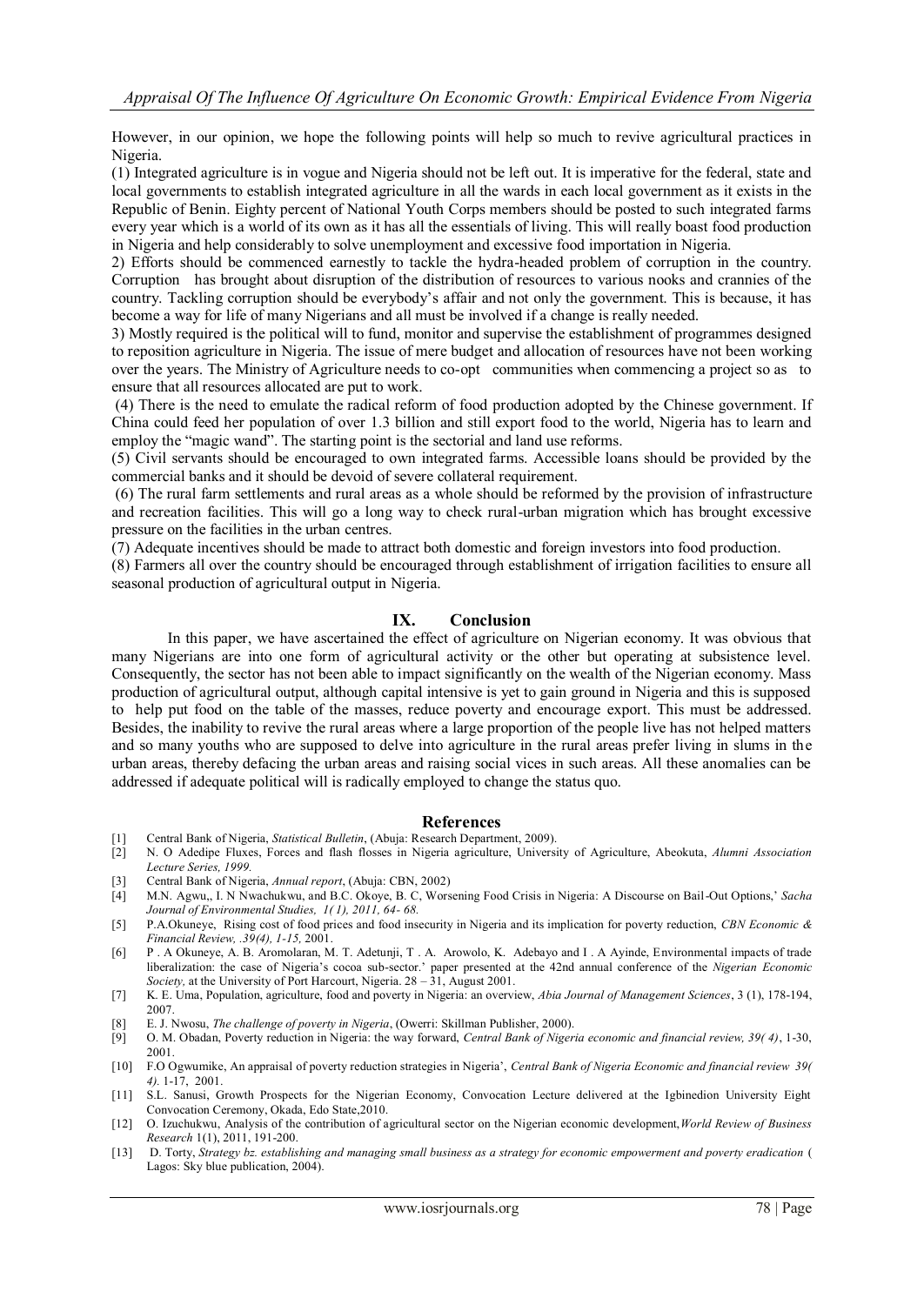However, in our opinion, we hope the following points will help so much to revive agricultural practices in Nigeria.

(1) Integrated agriculture is in vogue and Nigeria should not be left out. It is imperative for the federal, state and local governments to establish integrated agriculture in all the wards in each local government as it exists in the Republic of Benin. Eighty percent of National Youth Corps members should be posted to such integrated farms every year which is a world of its own as it has all the essentials of living. This will really boast food production in Nigeria and help considerably to solve unemployment and excessive food importation in Nigeria.

2) Efforts should be commenced earnestly to tackle the hydra-headed problem of corruption in the country. Corruption has brought about disruption of the distribution of resources to various nooks and crannies of the country. Tackling corruption should be everybody's affair and not only the government. This is because, it has become a way for life of many Nigerians and all must be involved if a change is really needed.

3) Mostly required is the political will to fund, monitor and supervise the establishment of programmes designed to reposition agriculture in Nigeria. The issue of mere budget and allocation of resources have not been working over the years. The Ministry of Agriculture needs to co-opt communities when commencing a project so as to ensure that all resources allocated are put to work.

(4) There is the need to emulate the radical reform of food production adopted by the Chinese government. If China could feed her population of over 1.3 billion and still export food to the world, Nigeria has to learn and employ the "magic wand". The starting point is the sectorial and land use reforms.

(5) Civil servants should be encouraged to own integrated farms. Accessible loans should be provided by the commercial banks and it should be devoid of severe collateral requirement.

(6) The rural farm settlements and rural areas as a whole should be reformed by the provision of infrastructure and recreation facilities. This will go a long way to check rural-urban migration which has brought excessive pressure on the facilities in the urban centres.

(7) Adequate incentives should be made to attract both domestic and foreign investors into food production.

(8) Farmers all over the country should be encouraged through establishment of irrigation facilities to ensure all seasonal production of agricultural output in Nigeria.

## IX. Conclusion

In this paper, we have ascertained the effect of agriculture on Nigerian economy. It was obvious that many Nigerians are into one form of agricultural activity or the other but operating at subsistence level. Consequently, the sector has not been able to impact significantly on the wealth of the Nigerian economy. Mass production of agricultural output, although capital intensive is yet to gain ground in Nigeria and this is supposed to help put food on the table of the masses, reduce poverty and encourage export. This must be addressed. Besides, the inability to revive the rural areas where a large proportion of the people live has not helped matters and so many youths who are supposed to delve into agriculture in the rural areas prefer living in slums in the urban areas, thereby defacing the urban areas and raising social vices in such areas. All these anomalies can be addressed if adequate political will is radically employed to change the status quo.

## References

[1] Central Bank of Nigeria, *Statistical Bulletin*, (Abuja: Research Department, 2009).

[2] N. O Adedipe Fluxes, Forces and flash flosses in Nigeria agriculture, University of Agriculture, Abeokuta, *Alumni Association Lecture Series, 1999.*

[3] Central Bank of Nigeria, *Annual report*, (Abuja: CBN, 2002)

[4] M.N. Agwu,, I. N Nwachukwu, and B.C. Okoye, B. C, Worsening Food Crisis in Nigeria: A Discourse on Bail-Out Options,' *Sacha Journal of Environmental Studies, 1( 1), 2011, 64- 68.*

[5] P.A.Okuneye, Rising cost of food prices and food insecurity in Nigeria and its implication for poverty reduction, *CBN Economic & Financial Review, .39(4), 1-15,* 2001.

[6] P . A Okuneye, A. B. Aromolaran, M. T. Adetunji, T . A. Arowolo, K. Adebayo and I . A Ayinde, Environmental impacts of trade liberalization: the case of Nigeria's cocoa sub-sector.' paper presented at the 42nd annual conference of the *Nigerian Economic Society,* at the University of Port Harcourt, Nigeria. 28 – 31, August 2001.

[7] K. E. Uma, Population, agriculture, food and poverty in Nigeria: an overview, *Abia Journal of Management Sciences*, 3 (1), 178-194, 2007.

[8] E. J. Nwosu, *The challenge of poverty in Nigeria*, (Owerri: Skillman Publisher, 2000).

[9] O. M. Obadan, Poverty reduction in Nigeria: the way forward, *Central Bank of Nigeria economic and financial review, 39( 4)*, 1-30, 2001.

[10] F.O Ogwumike, An appraisal of poverty reduction strategies in Nigeria', *Central Bank of Nigeria Economic and financial review 39( 4).* 1-17, 2001.

[11] S.L. Sanusi, Growth Prospects for the Nigerian Economy, Convocation Lecture delivered at the Igbinedion University Eight Convocation Ceremony, Okada, Edo State,2010.

[12] O. Izuchukwu, Analysis of the contribution of agricultural sector on the Nigerian economic development,*World Review of Business Research* 1(1), 2011, 191-200.

[13] D. Torty, *Strategy bz. establishing and managing small business as a strategy for economic empowerment and poverty eradication* ( Lagos: Sky blue publication, 2004).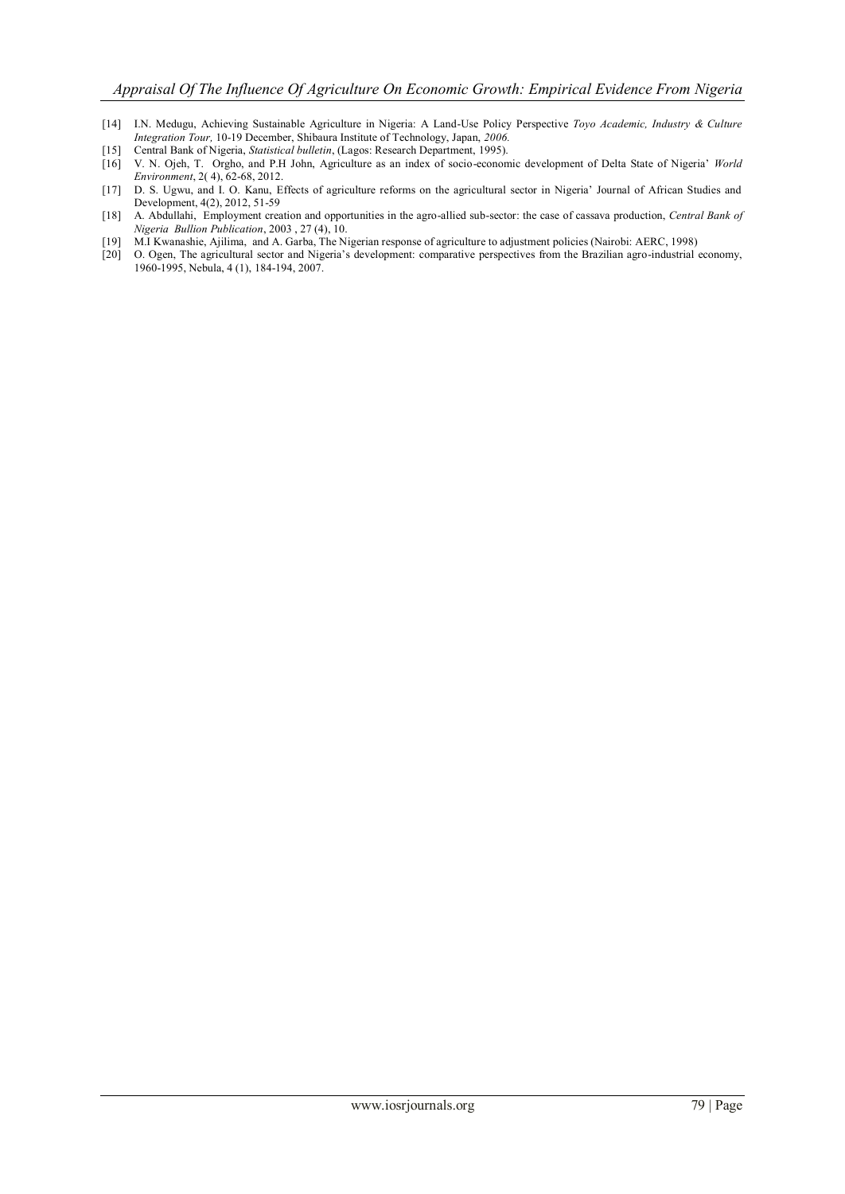[14] I.N. Medugu, Achieving Sustainable Agriculture in Nigeria: A Land-Use Policy Perspective *Toyo Academic, Industry & Culture Integration Tour,* 10-19 December, Shibaura Institute of Technology, Japan, *2006.*

[15] Central Bank of Nigeria, *Statistical bulletin*, (Lagos: Research Department, 1995).

[16] V. N. Ojeh, T. Orgho, and P.H John, Agriculture as an index of socio-economic development of Delta State of Nigeria' *World Environment*, 2( 4), 62-68, 2012.

[17] D. S. Ugwu, and I. O. Kanu, Effects of agriculture reforms on the agricultural sector in Nigeria' Journal of African Studies and Development, 4(2), 2012, 51-59

[18] A. Abdullahi, Employment creation and opportunities in the agro-allied sub-sector: the case of cassava production, *Central Bank of Nigeria Bullion Publication*, 2003 , 27 (4), 10.

[19] M.I Kwanashie, Ajilima, and A. Garba, The Nigerian response of agriculture to adjustment policies (Nairobi: AERC, 1998)

[20] O. Ogen, The agricultural sector and Nigeria's development: comparative perspectives from the Brazilian agro-industrial economy, 1960-1995, Nebula, 4 (1), 184-194, 2007.